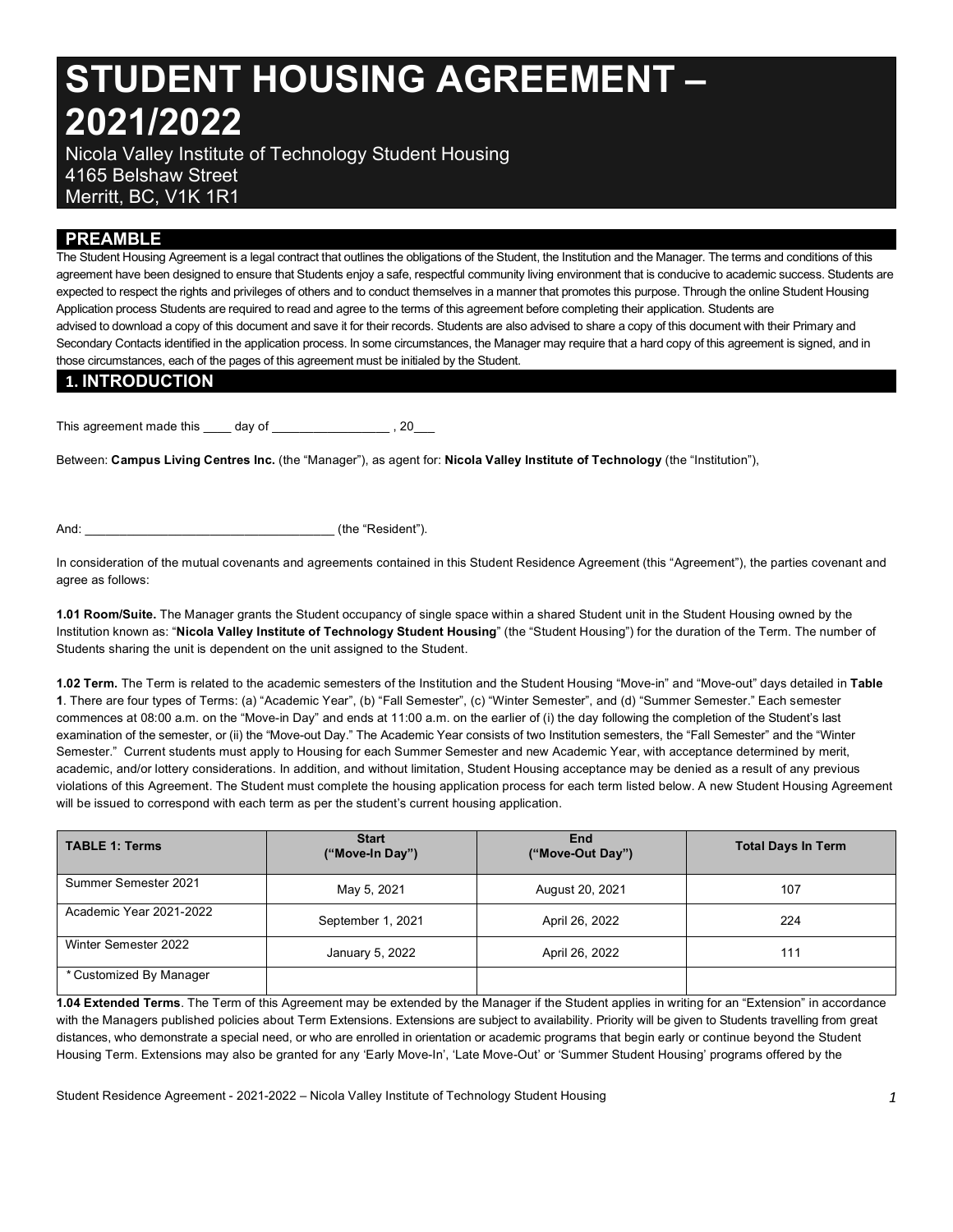# STUDENT HOUSING AGREEMENT – 2021/2022

Nicola Valley Institute of Technology Student Housing
4165 Belshaw Street
Merritt, BC, V1K 1R1

## PREAMBLE

The Student Housing Agreement is a legal contract that outlines the obligations of the Student, the Institution and the Manager. The terms and conditions of this agreement have been designed to ensure that Students enjoy a safe, respectful community living environment that is conducive to academic success. Students are expected to respect the rights and privileges of others and to conduct themselves in a manner that promotes this purpose. Through the online Student Housing Application process Students are required to read and agree to the terms of this agreement before completing their application. Students are advised to download a copy of this document and save it for their records. Students are also advised to share a copy of this document with their Primary and Secondary Contacts identified in the application process. In some circumstances, the Manager may require that a hard copy of this agreement is signed, and in those circumstances, each of the pages of this agreement must be initialed by the Student.

## 1. INTRODUCTION

This agreement made this ____ day of _________________ , 20___

Between: **Campus Living Centres Inc.** (the "Manager"), as agent for: **Nicola Valley Institute of Technology** (the "Institution"),

And: ___________________________________ (the "Resident").

In consideration of the mutual covenants and agreements contained in this Student Residence Agreement (this "Agreement"), the parties covenant and agree as follows:

**1.01 Room/Suite.** The Manager grants the Student occupancy of single space within a shared Student unit in the Student Housing owned by the Institution known as: "**Nicola Valley Institute of Technology Student Housing**" (the "Student Housing") for the duration of the Term. The number of Students sharing the unit is dependent on the unit assigned to the Student.

**1.02 Term.** The Term is related to the academic semesters of the Institution and the Student Housing "Move-in" and "Move-out" days detailed in **Table 1**. There are four types of Terms: (a) "Academic Year", (b) "Fall Semester", (c) "Winter Semester", and (d) "Summer Semester." Each semester commences at 08:00 a.m. on the "Move-in Day" and ends at 11:00 a.m. on the earlier of (i) the day following the completion of the Student's last examination of the semester, or (ii) the "Move-out Day." The Academic Year consists of two Institution semesters, the "Fall Semester" and the "Winter Semester." Current students must apply to Housing for each Summer Semester and new Academic Year, with acceptance determined by merit, academic, and/or lottery considerations. In addition, and without limitation, Student Housing acceptance may be denied as a result of any previous violations of this Agreement. The Student must complete the housing application process for each term listed below. A new Student Housing Agreement will be issued to correspond with each term as per the student's current housing application.

| TABLE 1: Terms | Start ("Move-In Day") | End ("Move-Out Day") | Total Days In Term |
|---|---|---|---|
| Summer Semester 2021 | May 5, 2021 | August 20, 2021 | 107 |
| Academic Year 2021-2022 | September 1, 2021 | April 26, 2022 | 224 |
| Winter Semester 2022 | January 5, 2022 | April 26, 2022 | 111 |
| * Customized By Manager | | | |

**1.04 Extended Terms**. The Term of this Agreement may be extended by the Manager if the Student applies in writing for an "Extension" in accordance with the Managers published policies about Term Extensions. Extensions are subject to availability. Priority will be given to Students travelling from great distances, who demonstrate a special need, or who are enrolled in orientation or academic programs that begin early or continue beyond the Student Housing Term. Extensions may also be granted for any 'Early Move-In', 'Late Move-Out' or 'Summer Student Housing' programs offered by the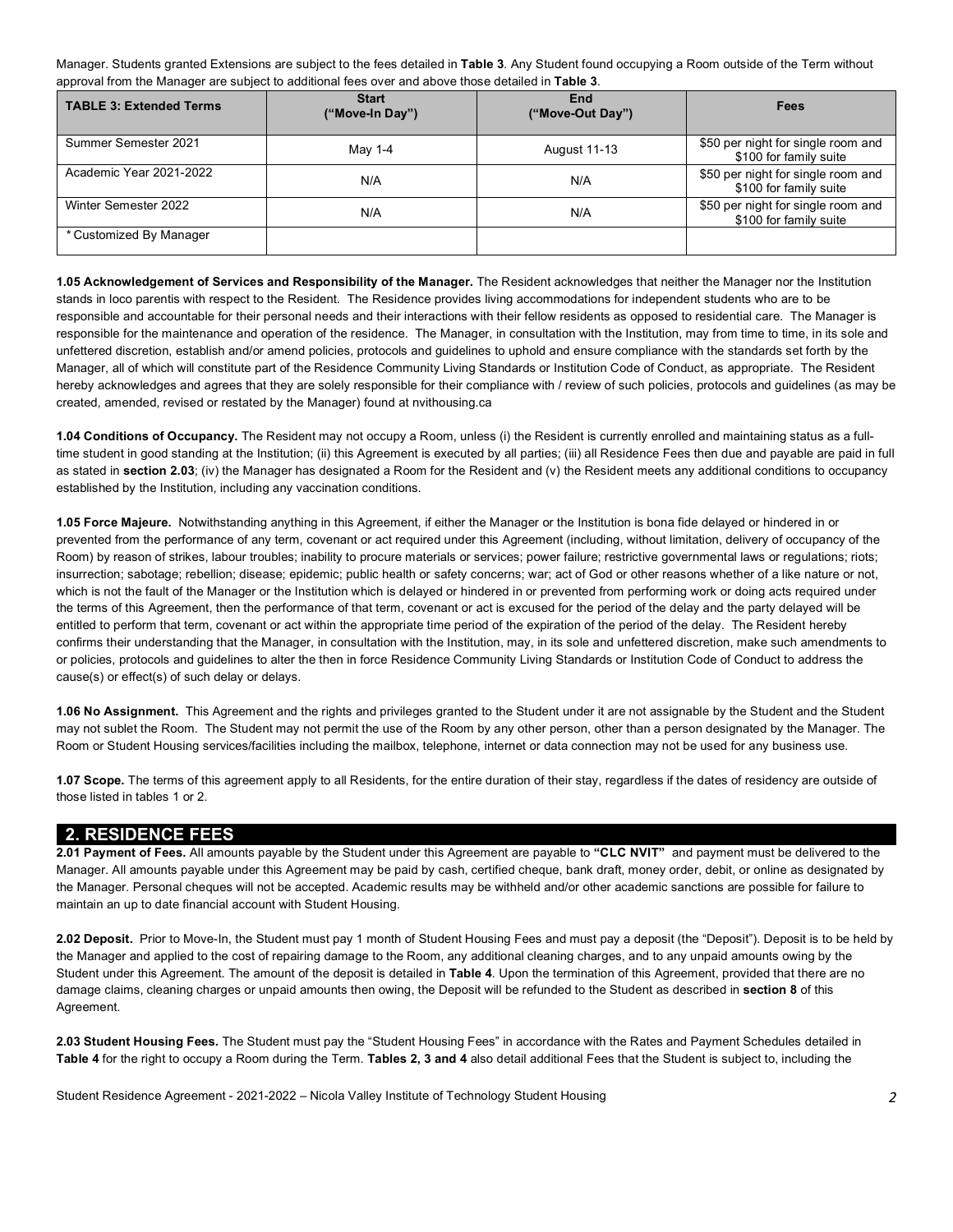Manager. Students granted Extensions are subject to the fees detailed in **Table 3**. Any Student found occupying a Room outside of the Term without approval from the Manager are subject to additional fees over and above those detailed in **Table 3**.

| TABLE 3: Extended Terms | Start ("Move-In Day") | End ("Move-Out Day") | Fees |
|---|---|---|---|
| Summer Semester 2021 | May 1-4 | August 11-13 | $50 per night for single room and $100 for family suite |
| Academic Year 2021-2022 | N/A | N/A | $50 per night for single room and $100 for family suite |
| Winter Semester 2022 | N/A | N/A | $50 per night for single room and $100 for family suite |
| * Customized By Manager | | | |

**1.05 Acknowledgement of Services and Responsibility of the Manager.** The Resident acknowledges that neither the Manager nor the Institution stands in loco parentis with respect to the Resident. The Residence provides living accommodations for independent students who are to be responsible and accountable for their personal needs and their interactions with their fellow residents as opposed to residential care. The Manager is responsible for the maintenance and operation of the residence. The Manager, in consultation with the Institution, may from time to time, in its sole and unfettered discretion, establish and/or amend policies, protocols and guidelines to uphold and ensure compliance with the standards set forth by the Manager, all of which will constitute part of the Residence Community Living Standards or Institution Code of Conduct, as appropriate. The Resident hereby acknowledges and agrees that they are solely responsible for their compliance with / review of such policies, protocols and guidelines (as may be created, amended, revised or restated by the Manager) found at nvithousing.ca

**1.04 Conditions of Occupancy.** The Resident may not occupy a Room, unless (i) the Resident is currently enrolled and maintaining status as a full-time student in good standing at the Institution; (ii) this Agreement is executed by all parties; (iii) all Residence Fees then due and payable are paid in full as stated in **section 2.03**; (iv) the Manager has designated a Room for the Resident and (v) the Resident meets any additional conditions to occupancy established by the Institution, including any vaccination conditions.

**1.05 Force Majeure.** Notwithstanding anything in this Agreement, if either the Manager or the Institution is bona fide delayed or hindered in or prevented from the performance of any term, covenant or act required under this Agreement (including, without limitation, delivery of occupancy of the Room) by reason of strikes, labour troubles; inability to procure materials or services; power failure; restrictive governmental laws or regulations; riots; insurrection; sabotage; rebellion; disease; epidemic; public health or safety concerns; war; act of God or other reasons whether of a like nature or not, which is not the fault of the Manager or the Institution which is delayed or hindered in or prevented from performing work or doing acts required under the terms of this Agreement, then the performance of that term, covenant or act is excused for the period of the delay and the party delayed will be entitled to perform that term, covenant or act within the appropriate time period of the expiration of the period of the delay. The Resident hereby confirms their understanding that the Manager, in consultation with the Institution, may, in its sole and unfettered discretion, make such amendments to or policies, protocols and guidelines to alter the then in force Residence Community Living Standards or Institution Code of Conduct to address the cause(s) or effect(s) of such delay or delays.

**1.06 No Assignment.** This Agreement and the rights and privileges granted to the Student under it are not assignable by the Student and the Student may not sublet the Room. The Student may not permit the use of the Room by any other person, other than a person designated by the Manager. The Room or Student Housing services/facilities including the mailbox, telephone, internet or data connection may not be used for any business use.

**1.07 Scope.** The terms of this agreement apply to all Residents, for the entire duration of their stay, regardless if the dates of residency are outside of those listed in tables 1 or 2.

## 2. RESIDENCE FEES

**2.01 Payment of Fees.** All amounts payable by the Student under this Agreement are payable to **"CLC NVIT"** and payment must be delivered to the Manager. All amounts payable under this Agreement may be paid by cash, certified cheque, bank draft, money order, debit, or online as designated by the Manager. Personal cheques will not be accepted. Academic results may be withheld and/or other academic sanctions are possible for failure to maintain an up to date financial account with Student Housing.

**2.02 Deposit.** Prior to Move-In, the Student must pay 1 month of Student Housing Fees and must pay a deposit (the "Deposit"). Deposit is to be held by the Manager and applied to the cost of repairing damage to the Room, any additional cleaning charges, and to any unpaid amounts owing by the Student under this Agreement. The amount of the deposit is detailed in **Table 4**. Upon the termination of this Agreement, provided that there are no damage claims, cleaning charges or unpaid amounts then owing, the Deposit will be refunded to the Student as described in **section 8** of this Agreement.

**2.03 Student Housing Fees.** The Student must pay the "Student Housing Fees" in accordance with the Rates and Payment Schedules detailed in **Table 4** for the right to occupy a Room during the Term. **Tables 2, 3 and 4** also detail additional Fees that the Student is subject to, including the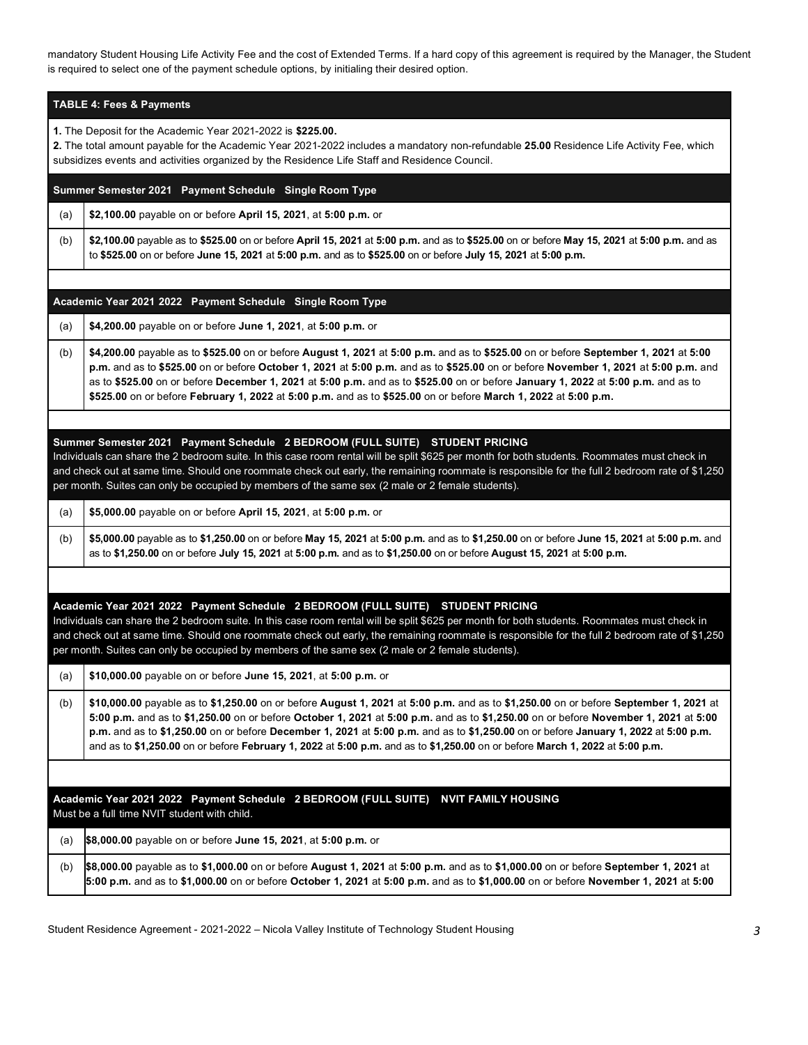mandatory Student Housing Life Activity Fee and the cost of Extended Terms. If a hard copy of this agreement is required by the Manager, the Student is required to select one of the payment schedule options, by initialing their desired option.

| **TABLE 4: Fees & Payments** | |
|---|---|
| **1.** The Deposit for the Academic Year 2021-2022 is **$225.00.** **2.** The total amount payable for the Academic Year 2021-2022 includes a mandatory non-refundable **25.00** Residence Life Activity Fee, which subsidizes events and activities organized by the Residence Life Staff and Residence Council. | |
| **Summer Semester 2021 Payment Schedule Single Room Type** | |
| (a) | **$2,100.00** payable on or before **April 15, 2021**, at **5:00 p.m.** or |
| (b) | **$2,100.00** payable as to **$525.00** on or before **April 15, 2021** at **5:00 p.m.** and as to **$525.00** on or before **May 15, 2021** at **5:00 p.m.** and as to **$525.00** on or before **June 15, 2021** at **5:00 p.m.** and as to **$525.00** on or before **July 15, 2021** at **5:00 p.m.** |
| | |
| **Academic Year 2021 2022 Payment Schedule Single Room Type** | |
| (a) | **$4,200.00** payable on or before **June 1, 2021**, at **5:00 p.m.** or |
| (b) | **$4,200.00** payable as to **$525.00** on or before **August 1, 2021** at **5:00 p.m.** and as to **$525.00** on or before **September 1, 2021** at **5:00 p.m.** and as to **$525.00** on or before **October 1, 2021** at **5:00 p.m.** and as to **$525.00** on or before **November 1, 2021** at **5:00 p.m.** and as to **$525.00** on or before **December 1, 2021** at **5:00 p.m.** and as to **$525.00** on or before **January 1, 2022** at **5:00 p.m.** and as to **$525.00** on or before **February 1, 2022** at **5:00 p.m.** and as to **$525.00** on or before **March 1, 2022** at **5:00 p.m.** |
| | |
| **Summer Semester 2021 Payment Schedule 2 BEDROOM (FULL SUITE) STUDENT PRICING** Individuals can share the 2 bedroom suite. In this case room rental will be split $625 per month for both students. Roommates must check in and check out at same time. Should one roommate check out early, the remaining roommate is responsible for the full 2 bedroom rate of $1,250 per month. Suites can only be occupied by members of the same sex (2 male or 2 female students). | |
| (a) | **$5,000.00** payable on or before **April 15, 2021**, at **5:00 p.m.** or |
| (b) | **$5,000.00** payable as to **$1,250.00** on or before **May 15, 2021** at **5:00 p.m.** and as to **$1,250.00** on or before **June 15, 2021** at **5:00 p.m.** and as to **$1,250.00** on or before **July 15, 2021** at **5:00 p.m.** and as to **$1,250.00** on or before **August 15, 2021** at **5:00 p.m.** |
| | |
| **Academic Year 2021 2022 Payment Schedule 2 BEDROOM (FULL SUITE) STUDENT PRICING** Individuals can share the 2 bedroom suite. In this case room rental will be split $625 per month for both students. Roommates must check in and check out at same time. Should one roommate check out early, the remaining roommate is responsible for the full 2 bedroom rate of $1,250 per month. Suites can only be occupied by members of the same sex (2 male or 2 female students). | |
| (a) | **$10,000.00** payable on or before **June 15, 2021**, at **5:00 p.m.** or |
| (b) | **$10,000.00** payable as to **$1,250.00** on or before **August 1, 2021** at **5:00 p.m.** and as to **$1,250.00** on or before **September 1, 2021** at **5:00 p.m.** and as to **$1,250.00** on or before **October 1, 2021** at **5:00 p.m.** and as to **$1,250.00** on or before **November 1, 2021** at **5:00 p.m.** and as to **$1,250.00** on or before **December 1, 2021** at **5:00 p.m.** and as to **$1,250.00** on or before **January 1, 2022** at **5:00 p.m.** and as to **$1,250.00** on or before **February 1, 2022** at **5:00 p.m.** and as to **$1,250.00** on or before **March 1, 2022** at **5:00 p.m.** |
| | |
| **Academic Year 2021 2022 Payment Schedule 2 BEDROOM (FULL SUITE) NVIT FAMILY HOUSING** Must be a full time NVIT student with child. | |
| (a) | **$8,000.00** payable on or before **June 15, 2021**, at **5:00 p.m.** or |
| (b) | **$8,000.00** payable as to **$1,000.00** on or before **August 1, 2021** at **5:00 p.m.** and as to **$1,000.00** on or before **September 1, 2021** at **5:00 p.m.** and as to **$1,000.00** on or before **October 1, 2021** at **5:00 p.m.** and as to **$1,000.00** on or before **November 1, 2021** at **5:00** |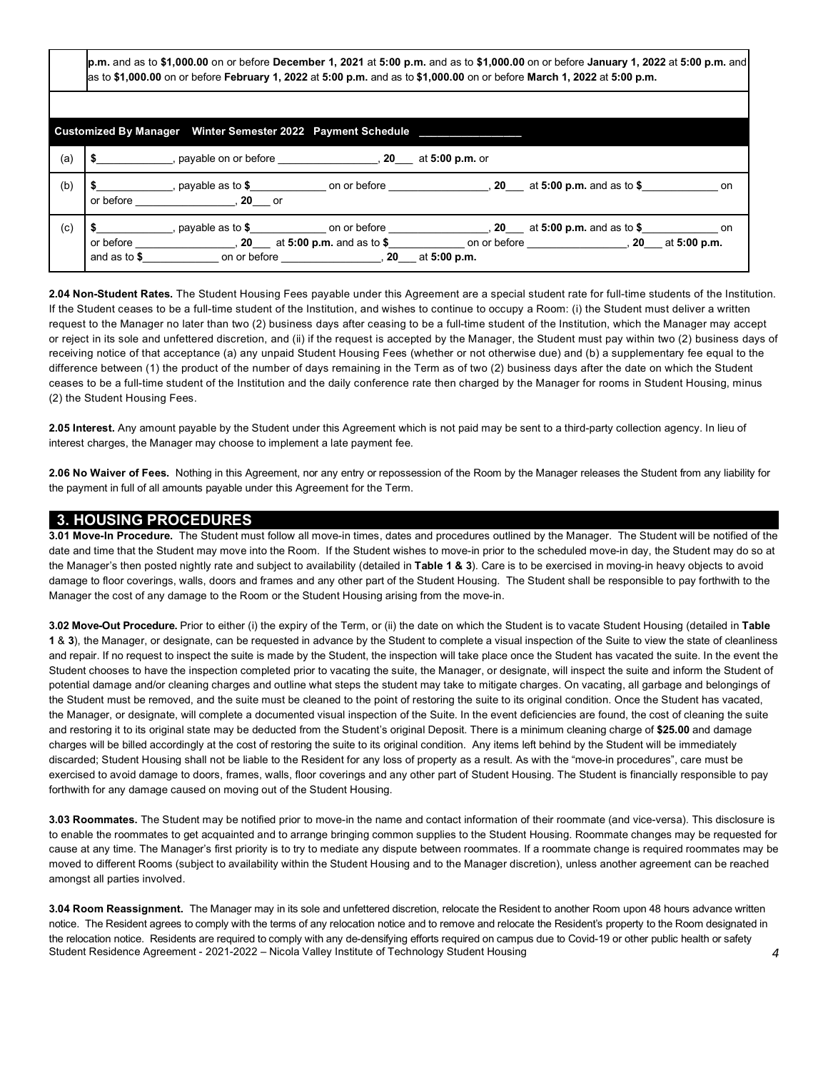| | **p.m.** and as to **$1,000.00** on or before **December 1, 2021** at **5:00 p.m.** and as to **$1,000.00** on or before **January 1, 2022** at **5:00 p.m.** and as to **$1,000.00** on or before **February 1, 2022** at **5:00 p.m.** and as to **$1,000.00** on or before **March 1, 2022** at **5:00 p.m.** |
|---|---|
| | |
| **Customized By Manager Winter Semester 2022 Payment Schedule** ________________ | |
| (a) | **$**____________, payable on or before ________________, **20**___ at **5:00 p.m.** or |
| (b) | **$**____________, payable as to **$**____________ on or before ________________, **20**___ at **5:00 p.m.** and as to **$**____________ on or before ________________, **20**___ or |
| (c) | **$**____________, payable as to **$**____________ on or before ________________, **20**___ at **5:00 p.m.** and as to **$**____________ on or before ________________, **20**___ at **5:00 p.m.** and as to **$**____________ on or before ________________, **20**___ at **5:00 p.m.** and as to **$**____________ on or before ________________, **20**___ at **5:00 p.m.** |

**2.04 Non-Student Rates.** The Student Housing Fees payable under this Agreement are a special student rate for full-time students of the Institution. If the Student ceases to be a full-time student of the Institution, and wishes to continue to occupy a Room: (i) the Student must deliver a written request to the Manager no later than two (2) business days after ceasing to be a full-time student of the Institution, which the Manager may accept or reject in its sole and unfettered discretion, and (ii) if the request is accepted by the Manager, the Student must pay within two (2) business days of receiving notice of that acceptance (a) any unpaid Student Housing Fees (whether or not otherwise due) and (b) a supplementary fee equal to the difference between (1) the product of the number of days remaining in the Term as of two (2) business days after the date on which the Student ceases to be a full-time student of the Institution and the daily conference rate then charged by the Manager for rooms in Student Housing, minus (2) the Student Housing Fees.

**2.05 Interest.** Any amount payable by the Student under this Agreement which is not paid may be sent to a third-party collection agency. In lieu of interest charges, the Manager may choose to implement a late payment fee.

**2.06 No Waiver of Fees.** Nothing in this Agreement, nor any entry or repossession of the Room by the Manager releases the Student from any liability for the payment in full of all amounts payable under this Agreement for the Term.

## 3. HOUSING PROCEDURES

**3.01 Move-In Procedure.** The Student must follow all move-in times, dates and procedures outlined by the Manager. The Student will be notified of the date and time that the Student may move into the Room. If the Student wishes to move-in prior to the scheduled move-in day, the Student may do so at the Manager's then posted nightly rate and subject to availability (detailed in **Table 1 & 3**). Care is to be exercised in moving-in heavy objects to avoid damage to floor coverings, walls, doors and frames and any other part of the Student Housing. The Student shall be responsible to pay forthwith to the Manager the cost of any damage to the Room or the Student Housing arising from the move-in.

**3.02 Move-Out Procedure.** Prior to either (i) the expiry of the Term, or (ii) the date on which the Student is to vacate Student Housing (detailed in **Table 1** & **3**), the Manager, or designate, can be requested in advance by the Student to complete a visual inspection of the Suite to view the state of cleanliness and repair. If no request to inspect the suite is made by the Student, the inspection will take place once the Student has vacated the suite. In the event the Student chooses to have the inspection completed prior to vacating the suite, the Manager, or designate, will inspect the suite and inform the Student of potential damage and/or cleaning charges and outline what steps the student may take to mitigate charges. On vacating, all garbage and belongings of the Student must be removed, and the suite must be cleaned to the point of restoring the suite to its original condition. Once the Student has vacated, the Manager, or designate, will complete a documented visual inspection of the Suite. In the event deficiencies are found, the cost of cleaning the suite and restoring it to its original state may be deducted from the Student's original Deposit. There is a minimum cleaning charge of **$25.00** and damage charges will be billed accordingly at the cost of restoring the suite to its original condition. Any items left behind by the Student will be immediately discarded; Student Housing shall not be liable to the Resident for any loss of property as a result. As with the "move-in procedures", care must be exercised to avoid damage to doors, frames, walls, floor coverings and any other part of Student Housing. The Student is financially responsible to pay forthwith for any damage caused on moving out of the Student Housing.

**3.03 Roommates.** The Student may be notified prior to move-in the name and contact information of their roommate (and vice-versa). This disclosure is to enable the roommates to get acquainted and to arrange bringing common supplies to the Student Housing. Roommate changes may be requested for cause at any time. The Manager's first priority is to try to mediate any dispute between roommates. If a roommate change is required roommates may be moved to different Rooms (subject to availability within the Student Housing and to the Manager discretion), unless another agreement can be reached amongst all parties involved.

**3.04 Room Reassignment.** The Manager may in its sole and unfettered discretion, relocate the Resident to another Room upon 48 hours advance written notice. The Resident agrees to comply with the terms of any relocation notice and to remove and relocate the Resident's property to the Room designated in the relocation notice. Residents are required to comply with any de-densifying efforts required on campus due to Covid-19 or other public health or safety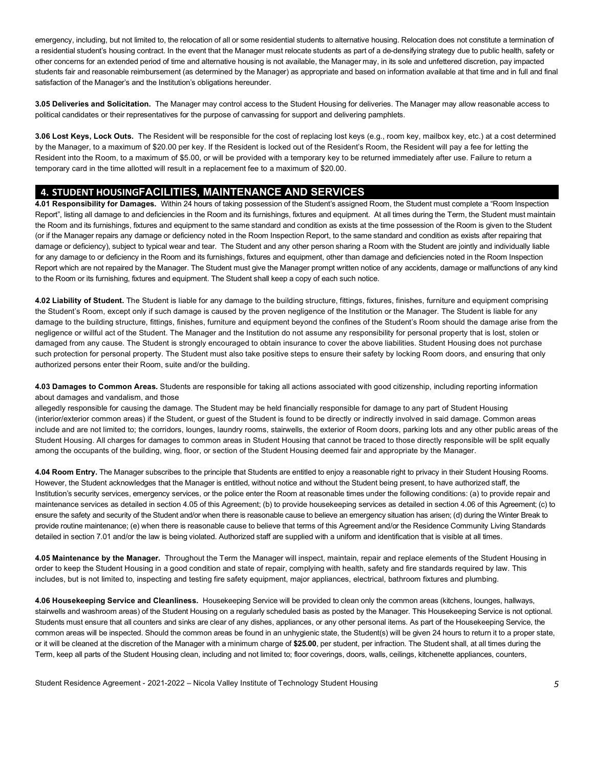emergency, including, but not limited to, the relocation of all or some residential students to alternative housing. Relocation does not constitute a termination of a residential student's housing contract. In the event that the Manager must relocate students as part of a de-densifying strategy due to public health, safety or other concerns for an extended period of time and alternative housing is not available, the Manager may, in its sole and unfettered discretion, pay impacted students fair and reasonable reimbursement (as determined by the Manager) as appropriate and based on information available at that time and in full and final satisfaction of the Manager's and the Institution's obligations hereunder.

**3.05 Deliveries and Solicitation.** The Manager may control access to the Student Housing for deliveries. The Manager may allow reasonable access to political candidates or their representatives for the purpose of canvassing for support and delivering pamphlets.

**3.06 Lost Keys, Lock Outs.** The Resident will be responsible for the cost of replacing lost keys (e.g., room key, mailbox key, etc.) at a cost determined by the Manager, to a maximum of $20.00 per key. If the Resident is locked out of the Resident's Room, the Resident will pay a fee for letting the Resident into the Room, to a maximum of $5.00, or will be provided with a temporary key to be returned immediately after use. Failure to return a temporary card in the time allotted will result in a replacement fee to a maximum of $20.00.

## 4. STUDENT HOUSINGFACILITIES, MAINTENANCE AND SERVICES

**4.01 Responsibility for Damages.** Within 24 hours of taking possession of the Student's assigned Room, the Student must complete a "Room Inspection Report", listing all damage to and deficiencies in the Room and its furnishings, fixtures and equipment. At all times during the Term, the Student must maintain the Room and its furnishings, fixtures and equipment to the same standard and condition as exists at the time possession of the Room is given to the Student (or if the Manager repairs any damage or deficiency noted in the Room Inspection Report, to the same standard and condition as exists after repairing that damage or deficiency), subject to typical wear and tear. The Student and any other person sharing a Room with the Student are jointly and individually liable for any damage to or deficiency in the Room and its furnishings, fixtures and equipment, other than damage and deficiencies noted in the Room Inspection Report which are not repaired by the Manager. The Student must give the Manager prompt written notice of any accidents, damage or malfunctions of any kind to the Room or its furnishing, fixtures and equipment. The Student shall keep a copy of each such notice.

**4.02 Liability of Student.** The Student is liable for any damage to the building structure, fittings, fixtures, finishes, furniture and equipment comprising the Student's Room, except only if such damage is caused by the proven negligence of the Institution or the Manager. The Student is liable for any damage to the building structure, fittings, finishes, furniture and equipment beyond the confines of the Student's Room should the damage arise from the negligence or willful act of the Student. The Manager and the Institution do not assume any responsibility for personal property that is lost, stolen or damaged from any cause. The Student is strongly encouraged to obtain insurance to cover the above liabilities. Student Housing does not purchase such protection for personal property. The Student must also take positive steps to ensure their safety by locking Room doors, and ensuring that only authorized persons enter their Room, suite and/or the building.

**4.03 Damages to Common Areas.** Students are responsible for taking all actions associated with good citizenship, including reporting information about damages and vandalism, and those allegedly responsible for causing the damage. The Student may be held financially responsible for damage to any part of Student Housing (interior/exterior common areas) if the Student, or guest of the Student is found to be directly or indirectly involved in said damage. Common areas include and are not limited to; the corridors, lounges, laundry rooms, stairwells, the exterior of Room doors, parking lots and any other public areas of the Student Housing. All charges for damages to common areas in Student Housing that cannot be traced to those directly responsible will be split equally among the occupants of the building, wing, floor, or section of the Student Housing deemed fair and appropriate by the Manager.

**4.04 Room Entry.** The Manager subscribes to the principle that Students are entitled to enjoy a reasonable right to privacy in their Student Housing Rooms. However, the Student acknowledges that the Manager is entitled, without notice and without the Student being present, to have authorized staff, the Institution's security services, emergency services, or the police enter the Room at reasonable times under the following conditions: (a) to provide repair and maintenance services as detailed in section 4.05 of this Agreement; (b) to provide housekeeping services as detailed in section 4.06 of this Agreement; (c) to ensure the safety and security of the Student and/or when there is reasonable cause to believe an emergency situation has arisen; (d) during the Winter Break to provide routine maintenance; (e) when there is reasonable cause to believe that terms of this Agreement and/or the Residence Community Living Standards detailed in section 7.01 and/or the law is being violated. Authorized staff are supplied with a uniform and identification that is visible at all times.

**4.05 Maintenance by the Manager.** Throughout the Term the Manager will inspect, maintain, repair and replace elements of the Student Housing in order to keep the Student Housing in a good condition and state of repair, complying with health, safety and fire standards required by law. This includes, but is not limited to, inspecting and testing fire safety equipment, major appliances, electrical, bathroom fixtures and plumbing.

**4.06 Housekeeping Service and Cleanliness.** Housekeeping Service will be provided to clean only the common areas (kitchens, lounges, hallways, stairwells and washroom areas) of the Student Housing on a regularly scheduled basis as posted by the Manager. This Housekeeping Service is not optional. Students must ensure that all counters and sinks are clear of any dishes, appliances, or any other personal items. As part of the Housekeeping Service, the common areas will be inspected. Should the common areas be found in an unhygienic state, the Student(s) will be given 24 hours to return it to a proper state, or it will be cleaned at the discretion of the Manager with a minimum charge of **$25.00**, per student, per infraction. The Student shall, at all times during the Term, keep all parts of the Student Housing clean, including and not limited to; floor coverings, doors, walls, ceilings, kitchenette appliances, counters,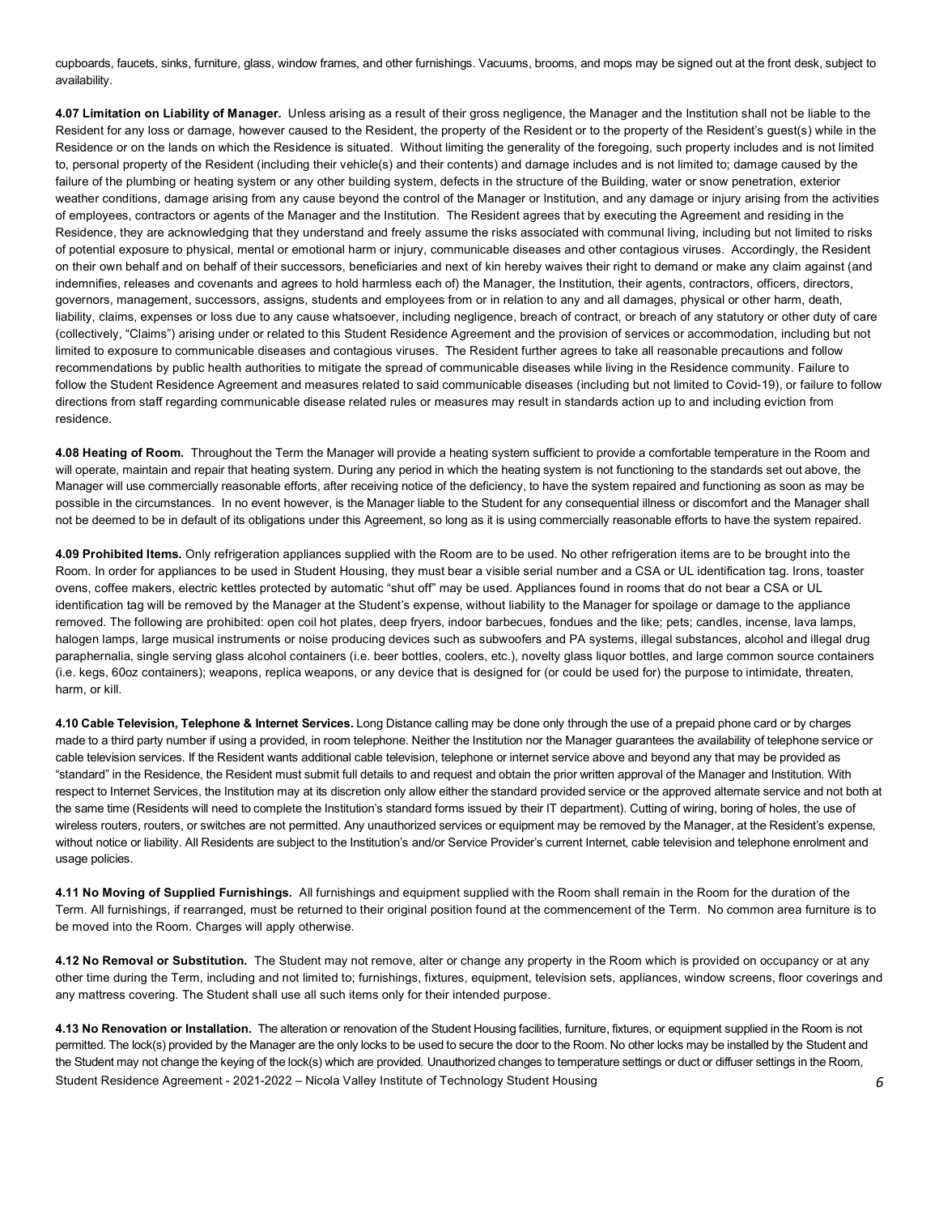cupboards, faucets, sinks, furniture, glass, window frames, and other furnishings. Vacuums, brooms, and mops may be signed out at the front desk, subject to availability.

**4.07 Limitation on Liability of Manager.** Unless arising as a result of their gross negligence, the Manager and the Institution shall not be liable to the Resident for any loss or damage, however caused to the Resident, the property of the Resident or to the property of the Resident's guest(s) while in the Residence or on the lands on which the Residence is situated. Without limiting the generality of the foregoing, such property includes and is not limited to, personal property of the Resident (including their vehicle(s) and their contents) and damage includes and is not limited to; damage caused by the failure of the plumbing or heating system or any other building system, defects in the structure of the Building, water or snow penetration, exterior weather conditions, damage arising from any cause beyond the control of the Manager or Institution, and any damage or injury arising from the activities of employees, contractors or agents of the Manager and the Institution. The Resident agrees that by executing the Agreement and residing in the Residence, they are acknowledging that they understand and freely assume the risks associated with communal living, including but not limited to risks of potential exposure to physical, mental or emotional harm or injury, communicable diseases and other contagious viruses. Accordingly, the Resident on their own behalf and on behalf of their successors, beneficiaries and next of kin hereby waives their right to demand or make any claim against (and indemnifies, releases and covenants and agrees to hold harmless each of) the Manager, the Institution, their agents, contractors, officers, directors, governors, management, successors, assigns, students and employees from or in relation to any and all damages, physical or other harm, death, liability, claims, expenses or loss due to any cause whatsoever, including negligence, breach of contract, or breach of any statutory or other duty of care (collectively, "Claims") arising under or related to this Student Residence Agreement and the provision of services or accommodation, including but not limited to exposure to communicable diseases and contagious viruses. The Resident further agrees to take all reasonable precautions and follow recommendations by public health authorities to mitigate the spread of communicable diseases while living in the Residence community. Failure to follow the Student Residence Agreement and measures related to said communicable diseases (including but not limited to Covid-19), or failure to follow directions from staff regarding communicable disease related rules or measures may result in standards action up to and including eviction from residence.

**4.08 Heating of Room.** Throughout the Term the Manager will provide a heating system sufficient to provide a comfortable temperature in the Room and will operate, maintain and repair that heating system. During any period in which the heating system is not functioning to the standards set out above, the Manager will use commercially reasonable efforts, after receiving notice of the deficiency, to have the system repaired and functioning as soon as may be possible in the circumstances. In no event however, is the Manager liable to the Student for any consequential illness or discomfort and the Manager shall not be deemed to be in default of its obligations under this Agreement, so long as it is using commercially reasonable efforts to have the system repaired.

**4.09 Prohibited Items.** Only refrigeration appliances supplied with the Room are to be used. No other refrigeration items are to be brought into the Room. In order for appliances to be used in Student Housing, they must bear a visible serial number and a CSA or UL identification tag. Irons, toaster ovens, coffee makers, electric kettles protected by automatic "shut off" may be used. Appliances found in rooms that do not bear a CSA or UL identification tag will be removed by the Manager at the Student's expense, without liability to the Manager for spoilage or damage to the appliance removed. The following are prohibited: open coil hot plates, deep fryers, indoor barbecues, fondues and the like; pets; candles, incense, lava lamps, halogen lamps, large musical instruments or noise producing devices such as subwoofers and PA systems, illegal substances, alcohol and illegal drug paraphernalia, single serving glass alcohol containers (i.e. beer bottles, coolers, etc.), novelty glass liquor bottles, and large common source containers (i.e. kegs, 60oz containers); weapons, replica weapons, or any device that is designed for (or could be used for) the purpose to intimidate, threaten, harm, or kill.

**4.10 Cable Television, Telephone & Internet Services.** Long Distance calling may be done only through the use of a prepaid phone card or by charges made to a third party number if using a provided, in room telephone. Neither the Institution nor the Manager guarantees the availability of telephone service or cable television services. If the Resident wants additional cable television, telephone or internet service above and beyond any that may be provided as "standard" in the Residence, the Resident must submit full details to and request and obtain the prior written approval of the Manager and Institution. With respect to Internet Services, the Institution may at its discretion only allow either the standard provided service or the approved alternate service and not both at the same time (Residents will need to complete the Institution's standard forms issued by their IT department). Cutting of wiring, boring of holes, the use of wireless routers, routers, or switches are not permitted. Any unauthorized services or equipment may be removed by the Manager, at the Resident's expense, without notice or liability. All Residents are subject to the Institution's and/or Service Provider's current Internet, cable television and telephone enrolment and usage policies.

**4.11 No Moving of Supplied Furnishings.** All furnishings and equipment supplied with the Room shall remain in the Room for the duration of the Term. All furnishings, if rearranged, must be returned to their original position found at the commencement of the Term. No common area furniture is to be moved into the Room. Charges will apply otherwise.

**4.12 No Removal or Substitution.** The Student may not remove, alter or change any property in the Room which is provided on occupancy or at any other time during the Term, including and not limited to; furnishings, fixtures, equipment, television sets, appliances, window screens, floor coverings and any mattress covering. The Student shall use all such items only for their intended purpose.

**4.13 No Renovation or Installation.** The alteration or renovation of the Student Housing facilities, furniture, fixtures, or equipment supplied in the Room is not permitted. The lock(s) provided by the Manager are the only locks to be used to secure the door to the Room. No other locks may be installed by the Student and the Student may not change the keying of the lock(s) which are provided. Unauthorized changes to temperature settings or duct or diffuser settings in the Room,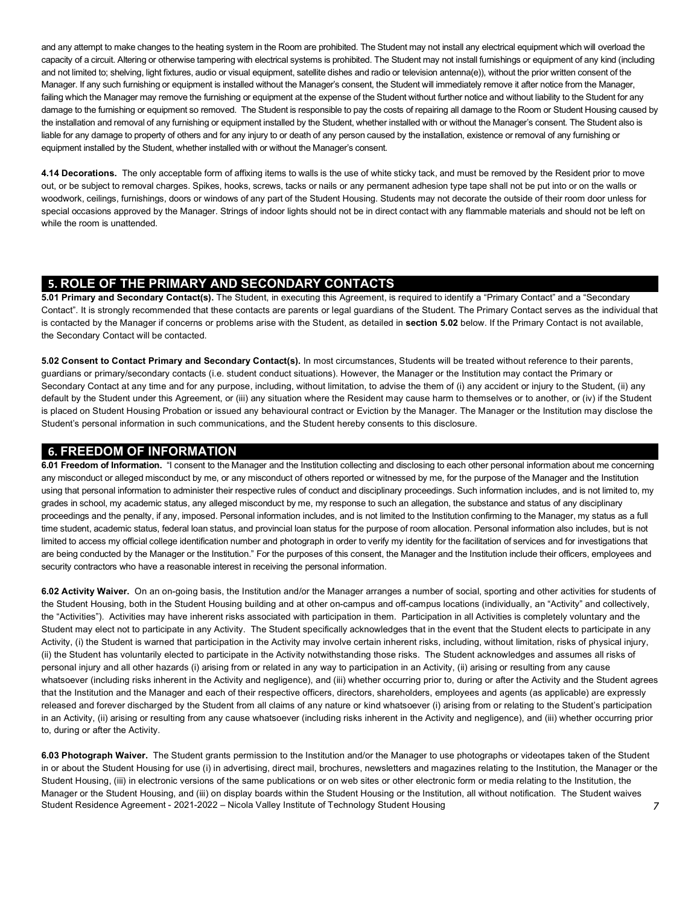and any attempt to make changes to the heating system in the Room are prohibited. The Student may not install any electrical equipment which will overload the capacity of a circuit. Altering or otherwise tampering with electrical systems is prohibited. The Student may not install furnishings or equipment of any kind (including and not limited to; shelving, light fixtures, audio or visual equipment, satellite dishes and radio or television antenna(e)), without the prior written consent of the Manager. If any such furnishing or equipment is installed without the Manager's consent, the Student will immediately remove it after notice from the Manager, failing which the Manager may remove the furnishing or equipment at the expense of the Student without further notice and without liability to the Student for any damage to the furnishing or equipment so removed. The Student is responsible to pay the costs of repairing all damage to the Room or Student Housing caused by the installation and removal of any furnishing or equipment installed by the Student, whether installed with or without the Manager's consent. The Student also is liable for any damage to property of others and for any injury to or death of any person caused by the installation, existence or removal of any furnishing or equipment installed by the Student, whether installed with or without the Manager's consent.

**4.14 Decorations.** The only acceptable form of affixing items to walls is the use of white sticky tack, and must be removed by the Resident prior to move out, or be subject to removal charges. Spikes, hooks, screws, tacks or nails or any permanent adhesion type tape shall not be put into or on the walls or woodwork, ceilings, furnishings, doors or windows of any part of the Student Housing. Students may not decorate the outside of their room door unless for special occasions approved by the Manager. Strings of indoor lights should not be in direct contact with any flammable materials and should not be left on while the room is unattended.

## 5. ROLE OF THE PRIMARY AND SECONDARY CONTACTS

**5.01 Primary and Secondary Contact(s).** The Student, in executing this Agreement, is required to identify a "Primary Contact" and a "Secondary Contact". It is strongly recommended that these contacts are parents or legal guardians of the Student. The Primary Contact serves as the individual that is contacted by the Manager if concerns or problems arise with the Student, as detailed in **section 5.02** below. If the Primary Contact is not available, the Secondary Contact will be contacted.

**5.02 Consent to Contact Primary and Secondary Contact(s).** In most circumstances, Students will be treated without reference to their parents, guardians or primary/secondary contacts (i.e. student conduct situations). However, the Manager or the Institution may contact the Primary or Secondary Contact at any time and for any purpose, including, without limitation, to advise the them of (i) any accident or injury to the Student, (ii) any default by the Student under this Agreement, or (iii) any situation where the Resident may cause harm to themselves or to another, or (iv) if the Student is placed on Student Housing Probation or issued any behavioural contract or Eviction by the Manager. The Manager or the Institution may disclose the Student's personal information in such communications, and the Student hereby consents to this disclosure.

## 6. FREEDOM OF INFORMATION

**6.01 Freedom of Information.** "I consent to the Manager and the Institution collecting and disclosing to each other personal information about me concerning any misconduct or alleged misconduct by me, or any misconduct of others reported or witnessed by me, for the purpose of the Manager and the Institution using that personal information to administer their respective rules of conduct and disciplinary proceedings. Such information includes, and is not limited to, my grades in school, my academic status, any alleged misconduct by me, my response to such an allegation, the substance and status of any disciplinary proceedings and the penalty, if any, imposed. Personal information includes, and is not limited to the Institution confirming to the Manager, my status as a full time student, academic status, federal loan status, and provincial loan status for the purpose of room allocation. Personal information also includes, but is not limited to access my official college identification number and photograph in order to verify my identity for the facilitation of services and for investigations that are being conducted by the Manager or the Institution." For the purposes of this consent, the Manager and the Institution include their officers, employees and security contractors who have a reasonable interest in receiving the personal information.

**6.02 Activity Waiver.** On an on-going basis, the Institution and/or the Manager arranges a number of social, sporting and other activities for students of the Student Housing, both in the Student Housing building and at other on-campus and off-campus locations (individually, an "Activity" and collectively, the "Activities"). Activities may have inherent risks associated with participation in them. Participation in all Activities is completely voluntary and the Student may elect not to participate in any Activity. The Student specifically acknowledges that in the event that the Student elects to participate in any Activity, (i) the Student is warned that participation in the Activity may involve certain inherent risks, including, without limitation, risks of physical injury, (ii) the Student has voluntarily elected to participate in the Activity notwithstanding those risks. The Student acknowledges and assumes all risks of personal injury and all other hazards (i) arising from or related in any way to participation in an Activity, (ii) arising or resulting from any cause whatsoever (including risks inherent in the Activity and negligence), and (iii) whether occurring prior to, during or after the Activity and the Student agrees that the Institution and the Manager and each of their respective officers, directors, shareholders, employees and agents (as applicable) are expressly released and forever discharged by the Student from all claims of any nature or kind whatsoever (i) arising from or relating to the Student's participation in an Activity, (ii) arising or resulting from any cause whatsoever (including risks inherent in the Activity and negligence), and (iii) whether occurring prior to, during or after the Activity.

**6.03 Photograph Waiver.** The Student grants permission to the Institution and/or the Manager to use photographs or videotapes taken of the Student in or about the Student Housing for use (i) in advertising, direct mail, brochures, newsletters and magazines relating to the Institution, the Manager or the Student Housing, (iii) in electronic versions of the same publications or on web sites or other electronic form or media relating to the Institution, the Manager or the Student Housing, and (iii) on display boards within the Student Housing or the Institution, all without notification. The Student waives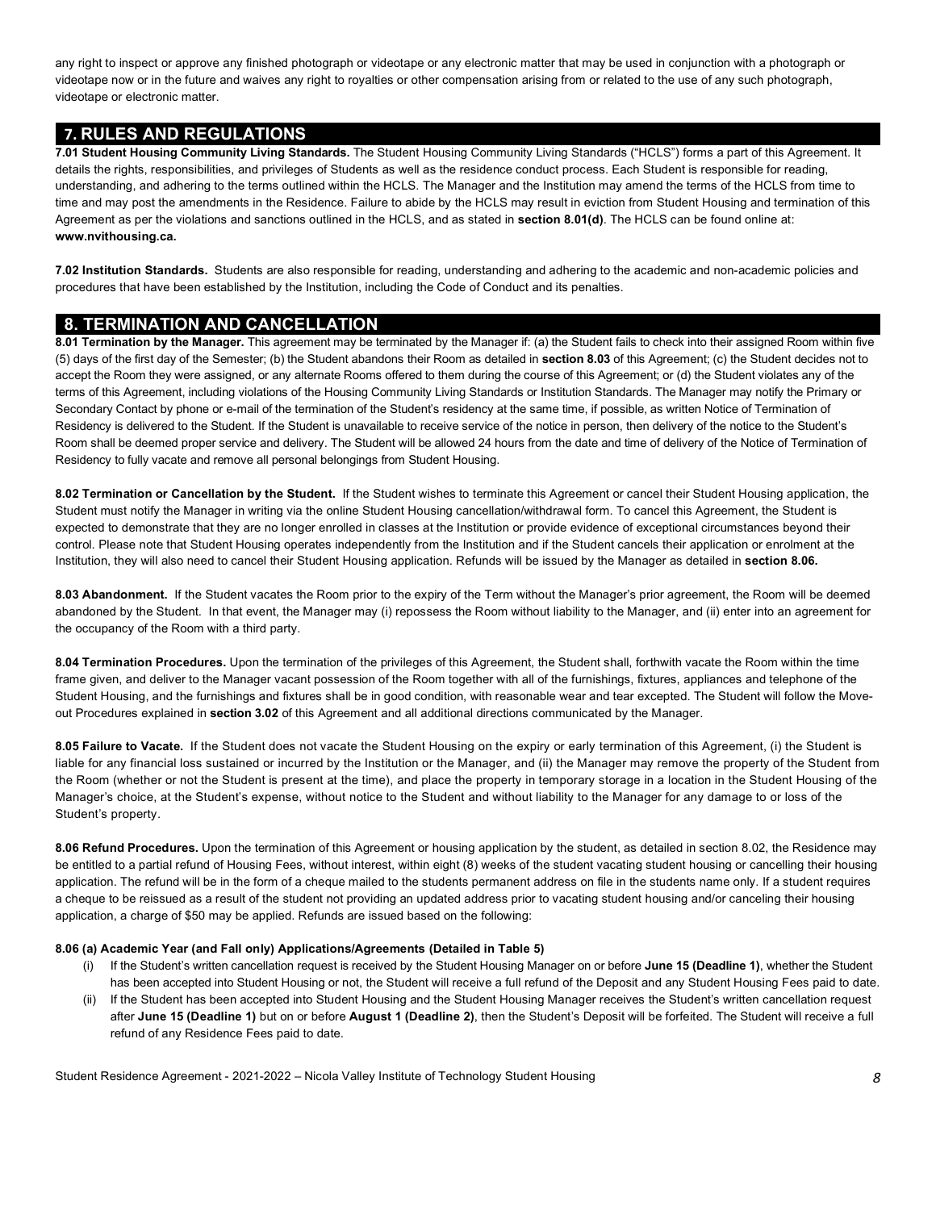any right to inspect or approve any finished photograph or videotape or any electronic matter that may be used in conjunction with a photograph or videotape now or in the future and waives any right to royalties or other compensation arising from or related to the use of any such photograph, videotape or electronic matter.

## 7. RULES AND REGULATIONS

**7.01 Student Housing Community Living Standards.** The Student Housing Community Living Standards ("HCLS") forms a part of this Agreement. It details the rights, responsibilities, and privileges of Students as well as the residence conduct process. Each Student is responsible for reading, understanding, and adhering to the terms outlined within the HCLS. The Manager and the Institution may amend the terms of the HCLS from time to time and may post the amendments in the Residence. Failure to abide by the HCLS may result in eviction from Student Housing and termination of this Agreement as per the violations and sanctions outlined in the HCLS, and as stated in **section 8.01(d)**. The HCLS can be found online at: **www.nvithousing.ca.**

**7.02 Institution Standards.** Students are also responsible for reading, understanding and adhering to the academic and non-academic policies and procedures that have been established by the Institution, including the Code of Conduct and its penalties.

## 8. TERMINATION AND CANCELLATION

**8.01 Termination by the Manager.** This agreement may be terminated by the Manager if: (a) the Student fails to check into their assigned Room within five (5) days of the first day of the Semester; (b) the Student abandons their Room as detailed in **section 8.03** of this Agreement; (c) the Student decides not to accept the Room they were assigned, or any alternate Rooms offered to them during the course of this Agreement; or (d) the Student violates any of the terms of this Agreement, including violations of the Housing Community Living Standards or Institution Standards. The Manager may notify the Primary or Secondary Contact by phone or e-mail of the termination of the Student's residency at the same time, if possible, as written Notice of Termination of Residency is delivered to the Student. If the Student is unavailable to receive service of the notice in person, then delivery of the notice to the Student's Room shall be deemed proper service and delivery. The Student will be allowed 24 hours from the date and time of delivery of the Notice of Termination of Residency to fully vacate and remove all personal belongings from Student Housing.

**8.02 Termination or Cancellation by the Student.** If the Student wishes to terminate this Agreement or cancel their Student Housing application, the Student must notify the Manager in writing via the online Student Housing cancellation/withdrawal form. To cancel this Agreement, the Student is expected to demonstrate that they are no longer enrolled in classes at the Institution or provide evidence of exceptional circumstances beyond their control. Please note that Student Housing operates independently from the Institution and if the Student cancels their application or enrolment at the Institution, they will also need to cancel their Student Housing application. Refunds will be issued by the Manager as detailed in **section 8.06.**

**8.03 Abandonment.** If the Student vacates the Room prior to the expiry of the Term without the Manager's prior agreement, the Room will be deemed abandoned by the Student. In that event, the Manager may (i) repossess the Room without liability to the Manager, and (ii) enter into an agreement for the occupancy of the Room with a third party.

**8.04 Termination Procedures.** Upon the termination of the privileges of this Agreement, the Student shall, forthwith vacate the Room within the time frame given, and deliver to the Manager vacant possession of the Room together with all of the furnishings, fixtures, appliances and telephone of the Student Housing, and the furnishings and fixtures shall be in good condition, with reasonable wear and tear excepted. The Student will follow the Move-out Procedures explained in **section 3.02** of this Agreement and all additional directions communicated by the Manager.

**8.05 Failure to Vacate.** If the Student does not vacate the Student Housing on the expiry or early termination of this Agreement, (i) the Student is liable for any financial loss sustained or incurred by the Institution or the Manager, and (ii) the Manager may remove the property of the Student from the Room (whether or not the Student is present at the time), and place the property in temporary storage in a location in the Student Housing of the Manager's choice, at the Student's expense, without notice to the Student and without liability to the Manager for any damage to or loss of the Student's property.

**8.06 Refund Procedures.** Upon the termination of this Agreement or housing application by the student, as detailed in section 8.02, the Residence may be entitled to a partial refund of Housing Fees, without interest, within eight (8) weeks of the student vacating student housing or cancelling their housing application. The refund will be in the form of a cheque mailed to the students permanent address on file in the students name only. If a student requires a cheque to be reissued as a result of the student not providing an updated address prior to vacating student housing and/or canceling their housing application, a charge of $50 may be applied. Refunds are issued based on the following:

**8.06 (a) Academic Year (and Fall only) Applications/Agreements (Detailed in Table 5)**

(i) If the Student's written cancellation request is received by the Student Housing Manager on or before **June 15 (Deadline 1)**, whether the Student has been accepted into Student Housing or not, the Student will receive a full refund of the Deposit and any Student Housing Fees paid to date.

(ii) If the Student has been accepted into Student Housing and the Student Housing Manager receives the Student's written cancellation request after **June 15 (Deadline 1)** but on or before **August 1 (Deadline 2)**, then the Student's Deposit will be forfeited. The Student will receive a full refund of any Residence Fees paid to date.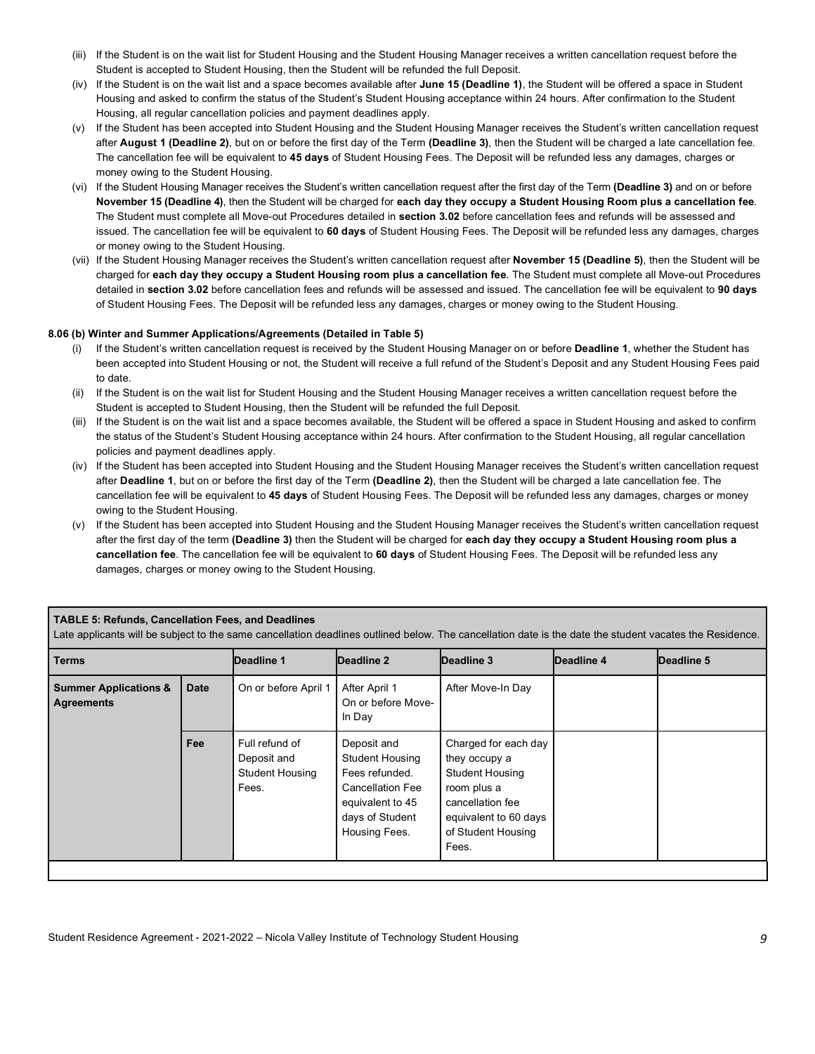(iii) If the Student is on the wait list for Student Housing and the Student Housing Manager receives a written cancellation request before the Student is accepted to Student Housing, then the Student will be refunded the full Deposit.

(iv) If the Student is on the wait list and a space becomes available after **June 15 (Deadline 1)**, the Student will be offered a space in Student Housing and asked to confirm the status of the Student's Student Housing acceptance within 24 hours. After confirmation to the Student Housing, all regular cancellation policies and payment deadlines apply.

(v) If the Student has been accepted into Student Housing and the Student Housing Manager receives the Student's written cancellation request after **August 1 (Deadline 2)**, but on or before the first day of the Term **(Deadline 3)**, then the Student will be charged a late cancellation fee. The cancellation fee will be equivalent to **45 days** of Student Housing Fees. The Deposit will be refunded less any damages, charges or money owing to the Student Housing.

(vi) If the Student Housing Manager receives the Student's written cancellation request after the first day of the Term **(Deadline 3)** and on or before **November 15 (Deadline 4)**, then the Student will be charged for **each day they occupy a Student Housing Room plus a cancellation fee**. The Student must complete all Move-out Procedures detailed in **section 3.02** before cancellation fees and refunds will be assessed and issued. The cancellation fee will be equivalent to **60 days** of Student Housing Fees. The Deposit will be refunded less any damages, charges or money owing to the Student Housing.

(vii) If the Student Housing Manager receives the Student's written cancellation request after **November 15 (Deadline 5)**, then the Student will be charged for **each day they occupy a Student Housing room plus a cancellation fee**. The Student must complete all Move-out Procedures detailed in **section 3.02** before cancellation fees and refunds will be assessed and issued. The cancellation fee will be equivalent to **90 days** of Student Housing Fees. The Deposit will be refunded less any damages, charges or money owing to the Student Housing.

**8.06 (b) Winter and Summer Applications/Agreements (Detailed in Table 5)**

(i) If the Student's written cancellation request is received by the Student Housing Manager on or before **Deadline 1**, whether the Student has been accepted into Student Housing or not, the Student will receive a full refund of the Student's Deposit and any Student Housing Fees paid to date.

(ii) If the Student is on the wait list for Student Housing and the Student Housing Manager receives a written cancellation request before the Student is accepted to Student Housing, then the Student will be refunded the full Deposit.

(iii) If the Student is on the wait list and a space becomes available, the Student will be offered a space in Student Housing and asked to confirm the status of the Student's Student Housing acceptance within 24 hours. After confirmation to the Student Housing, all regular cancellation policies and payment deadlines apply.

(iv) If the Student has been accepted into Student Housing and the Student Housing Manager receives the Student's written cancellation request after **Deadline 1**, but on or before the first day of the Term **(Deadline 2)**, then the Student will be charged a late cancellation fee. The cancellation fee will be equivalent to **45 days** of Student Housing Fees. The Deposit will be refunded less any damages, charges or money owing to the Student Housing.

(v) If the Student has been accepted into Student Housing and the Student Housing Manager receives the Student's written cancellation request after the first day of the term **(Deadline 3)** then the Student will be charged for **each day they occupy a Student Housing room plus a cancellation fee**. The cancellation fee will be equivalent to **60 days** of Student Housing Fees. The Deposit will be refunded less any damages, charges or money owing to the Student Housing.

**TABLE 5: Refunds, Cancellation Fees, and Deadlines**

Late applicants will be subject to the same cancellation deadlines outlined below. The cancellation date is the date the student vacates the Residence.

| Terms | | Deadline 1 | Deadline 2 | Deadline 3 | Deadline 4 | Deadline 5 |
|---|---|---|---|---|---|---|
| **Summer Applications & Agreements** | **Date** | On or before April 1 | After April 1 On or before Move-In Day | After Move-In Day | | |
| | **Fee** | Full refund of Deposit and Student Housing Fees. | Deposit and Student Housing Fees refunded. Cancellation Fee equivalent to 45 days of Student Housing Fees. | Charged for each day they occupy a Student Housing room plus a cancellation fee equivalent to 60 days of Student Housing Fees. | | |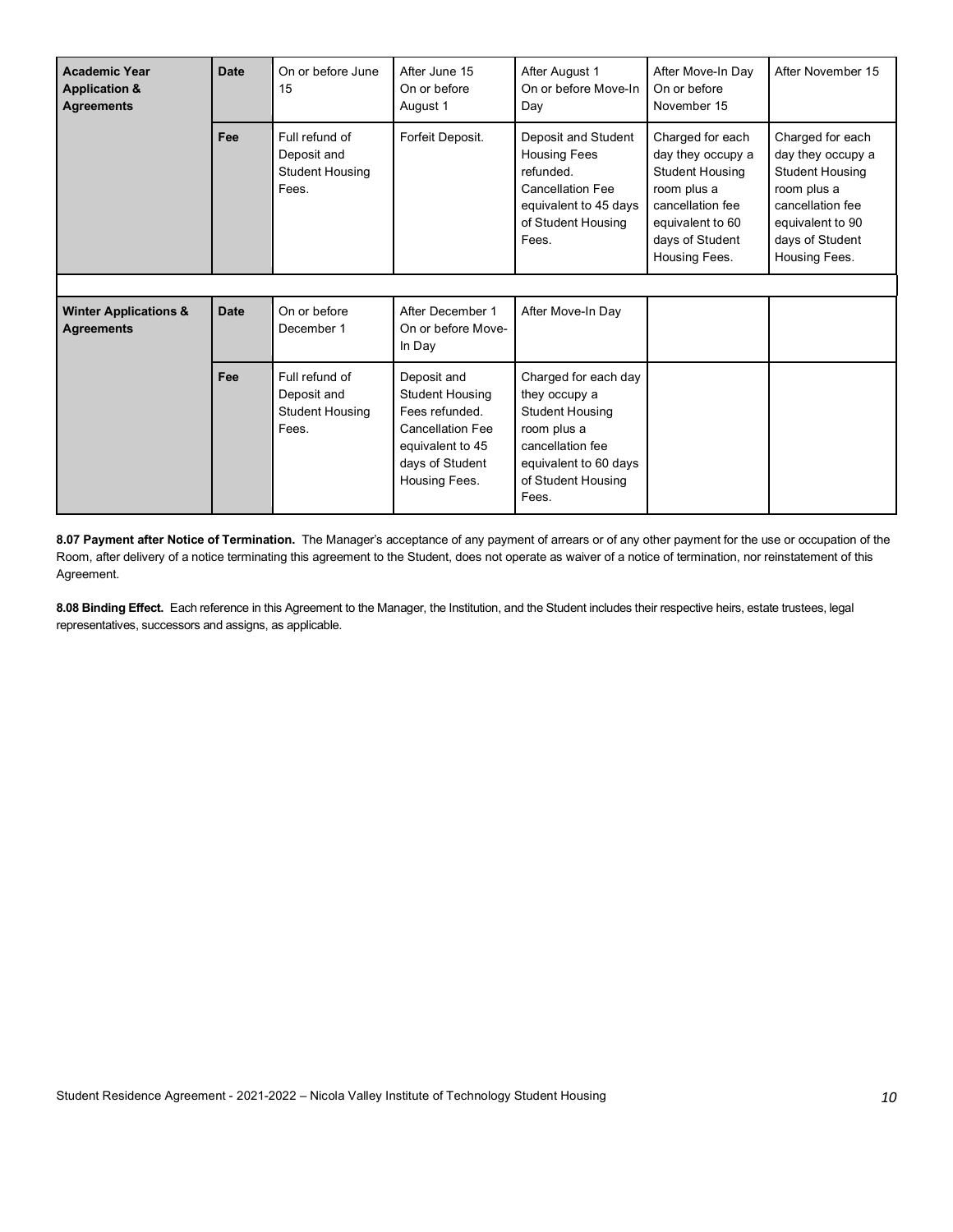| | | | | | | |
|---|---|---|---|---|---|---|
| **Academic Year Application & Agreements** | **Date** | On or before June 15 | After June 15 On or before August 1 | After August 1 On or before Move-In Day | After Move-In Day On or before November 15 | After November 15 |
| | **Fee** | Full refund of Deposit and Student Housing Fees. | Forfeit Deposit. | Deposit and Student Housing Fees refunded. Cancellation Fee equivalent to 45 days of Student Housing Fees. | Charged for each day they occupy a Student Housing room plus a cancellation fee equivalent to 60 days of Student Housing Fees. | Charged for each day they occupy a Student Housing room plus a cancellation fee equivalent to 90 days of Student Housing Fees. |
| | | | | | | |
| **Winter Applications & Agreements** | **Date** | On or before December 1 | After December 1 On or before Move-In Day | After Move-In Day | | |
| | **Fee** | Full refund of Deposit and Student Housing Fees. | Deposit and Student Housing Fees refunded. Cancellation Fee equivalent to 45 days of Student Housing Fees. | Charged for each day they occupy a Student Housing room plus a cancellation fee equivalent to 60 days of Student Housing Fees. | | |

**8.07 Payment after Notice of Termination.** The Manager's acceptance of any payment of arrears or of any other payment for the use or occupation of the Room, after delivery of a notice terminating this agreement to the Student, does not operate as waiver of a notice of termination, nor reinstatement of this Agreement.

**8.08 Binding Effect.** Each reference in this Agreement to the Manager, the Institution, and the Student includes their respective heirs, estate trustees, legal representatives, successors and assigns, as applicable.